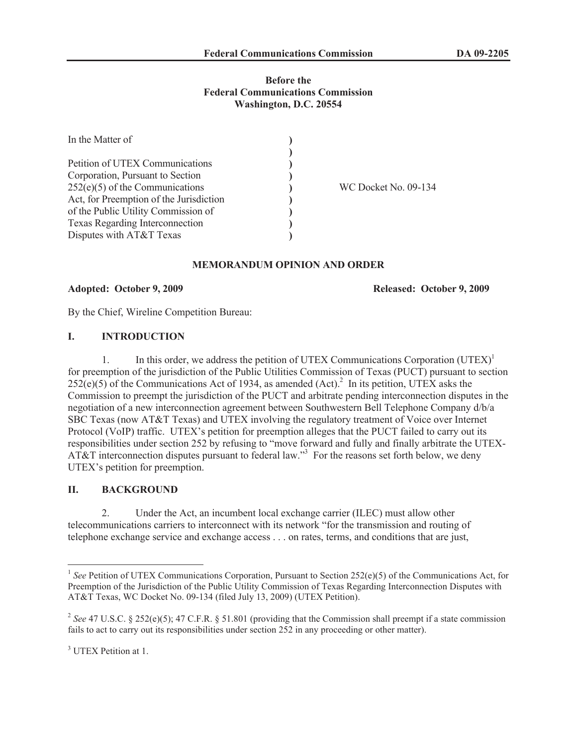**Before the**
**Federal Communications Commission**
**Washington, D.C. 20554**

| | | |
|---|---|---|
| In the Matter of | ) | |
| | ) | |
| Petition of UTEX Communications | ) | |
| Corporation, Pursuant to Section | ) | |
| 252(e)(5) of the Communications | ) | WC Docket No. 09-134 |
| Act, for Preemption of the Jurisdiction | ) | |
| of the Public Utility Commission of | ) | |
| Texas Regarding Interconnection | ) | |
| Disputes with AT&T Texas | ) | |

**MEMORANDUM OPINION AND ORDER**

**Adopted: October 9, 2009** **Released: October 9, 2009**

By the Chief, Wireline Competition Bureau:

## I. INTRODUCTION

1. In this order, we address the petition of UTEX Communications Corporation (UTEX)[1] for preemption of the jurisdiction of the Public Utilities Commission of Texas (PUCT) pursuant to section 252(e)(5) of the Communications Act of 1934, as amended (Act).[2] In its petition, UTEX asks the Commission to preempt the jurisdiction of the PUCT and arbitrate pending interconnection disputes in the negotiation of a new interconnection agreement between Southwestern Bell Telephone Company d/b/a SBC Texas (now AT&T Texas) and UTEX involving the regulatory treatment of Voice over Internet Protocol (VoIP) traffic. UTEX's petition for preemption alleges that the PUCT failed to carry out its responsibilities under section 252 by refusing to "move forward and fully and finally arbitrate the UTEX-AT&T interconnection disputes pursuant to federal law."[3] For the reasons set forth below, we deny UTEX's petition for preemption.

## II. BACKGROUND

2. Under the Act, an incumbent local exchange carrier (ILEC) must allow other telecommunications carriers to interconnect with its network "for the transmission and routing of telephone exchange service and exchange access . . . on rates, terms, and conditions that are just,

---

[1] *See* Petition of UTEX Communications Corporation, Pursuant to Section 252(e)(5) of the Communications Act, for Preemption of the Jurisdiction of the Public Utility Commission of Texas Regarding Interconnection Disputes with AT&T Texas, WC Docket No. 09-134 (filed July 13, 2009) (UTEX Petition).

[2] *See* 47 U.S.C. § 252(e)(5); 47 C.F.R. § 51.801 (providing that the Commission shall preempt if a state commission fails to act to carry out its responsibilities under section 252 in any proceeding or other matter).

[3] UTEX Petition at 1.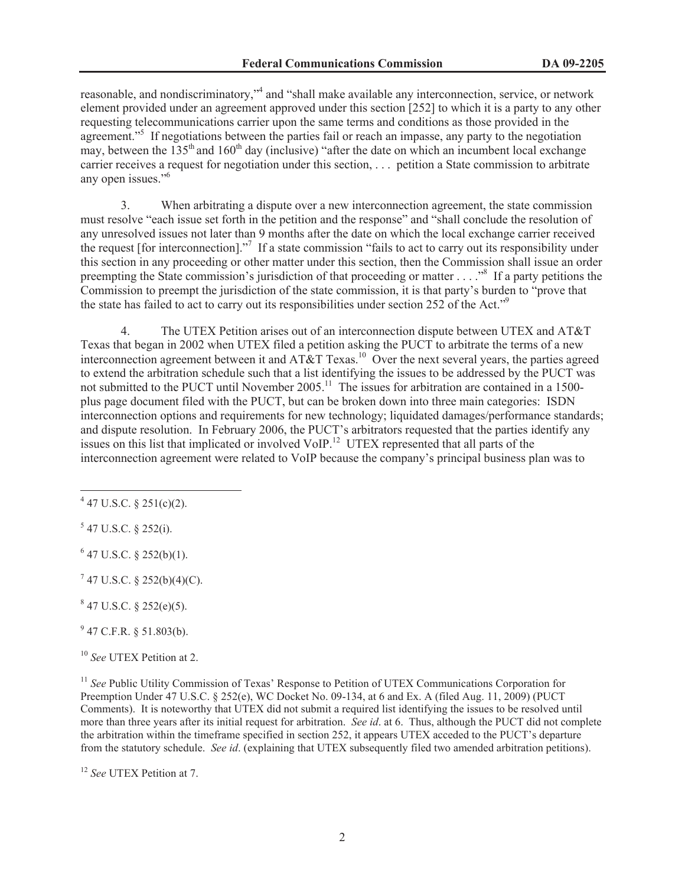reasonable, and nondiscriminatory,"[4] and "shall make available any interconnection, service, or network element provided under an agreement approved under this section [252] to which it is a party to any other requesting telecommunications carrier upon the same terms and conditions as those provided in the agreement."[5] If negotiations between the parties fail or reach an impasse, any party to the negotiation may, between the 135th and 160th day (inclusive) "after the date on which an incumbent local exchange carrier receives a request for negotiation under this section, . . . petition a State commission to arbitrate any open issues."[6]

3. When arbitrating a dispute over a new interconnection agreement, the state commission must resolve "each issue set forth in the petition and the response" and "shall conclude the resolution of any unresolved issues not later than 9 months after the date on which the local exchange carrier received the request [for interconnection]."[7] If a state commission "fails to act to carry out its responsibility under this section in any proceeding or other matter under this section, then the Commission shall issue an order preempting the State commission's jurisdiction of that proceeding or matter . . . ."[8] If a party petitions the Commission to preempt the jurisdiction of the state commission, it is that party's burden to "prove that the state has failed to act to carry out its responsibilities under section 252 of the Act."[9]

4. The UTEX Petition arises out of an interconnection dispute between UTEX and AT&T Texas that began in 2002 when UTEX filed a petition asking the PUCT to arbitrate the terms of a new interconnection agreement between it and AT&T Texas.[10] Over the next several years, the parties agreed to extend the arbitration schedule such that a list identifying the issues to be addressed by the PUCT was not submitted to the PUCT until November 2005.[11] The issues for arbitration are contained in a 1500-plus page document filed with the PUCT, but can be broken down into three main categories: ISDN interconnection options and requirements for new technology; liquidated damages/performance standards; and dispute resolution. In February 2006, the PUCT's arbitrators requested that the parties identify any issues on this list that implicated or involved VoIP.[12] UTEX represented that all parts of the interconnection agreement were related to VoIP because the company's principal business plan was to

---

[4] 47 U.S.C. § 251(c)(2).

[5] 47 U.S.C. § 252(i).

[6] 47 U.S.C. § 252(b)(1).

[7] 47 U.S.C. § 252(b)(4)(C).

[8] 47 U.S.C. § 252(e)(5).

[9] 47 C.F.R. § 51.803(b).

[10] *See* UTEX Petition at 2.

[11] *See* Public Utility Commission of Texas' Response to Petition of UTEX Communications Corporation for Preemption Under 47 U.S.C. § 252(e), WC Docket No. 09-134, at 6 and Ex. A (filed Aug. 11, 2009) (PUCT Comments). It is noteworthy that UTEX did not submit a required list identifying the issues to be resolved until more than three years after its initial request for arbitration. *See id*. at 6. Thus, although the PUCT did not complete the arbitration within the timeframe specified in section 252, it appears UTEX acceded to the PUCT's departure from the statutory schedule. *See id*. (explaining that UTEX subsequently filed two amended arbitration petitions).

[12] *See* UTEX Petition at 7.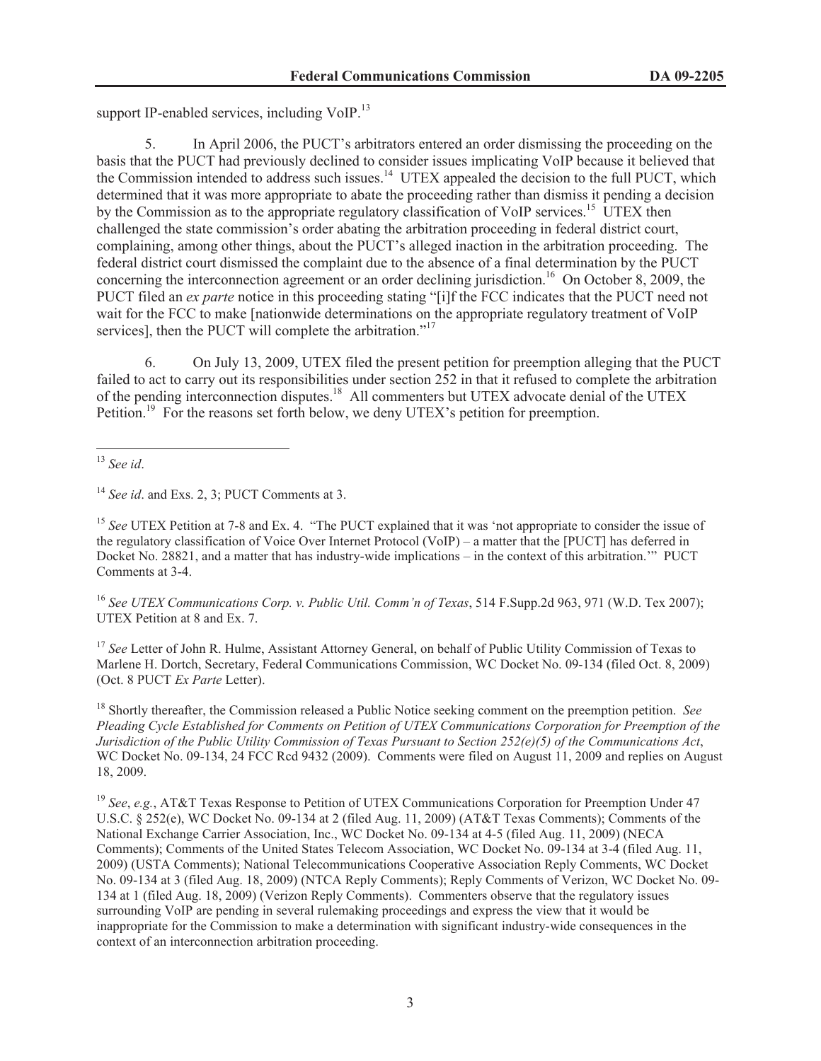support IP-enabled services, including VoIP.[13]

5. In April 2006, the PUCT's arbitrators entered an order dismissing the proceeding on the basis that the PUCT had previously declined to consider issues implicating VoIP because it believed that the Commission intended to address such issues.[14] UTEX appealed the decision to the full PUCT, which determined that it was more appropriate to abate the proceeding rather than dismiss it pending a decision by the Commission as to the appropriate regulatory classification of VoIP services.[15] UTEX then challenged the state commission's order abating the arbitration proceeding in federal district court, complaining, among other things, about the PUCT's alleged inaction in the arbitration proceeding. The federal district court dismissed the complaint due to the absence of a final determination by the PUCT concerning the interconnection agreement or an order declining jurisdiction.[16] On October 8, 2009, the PUCT filed an *ex parte* notice in this proceeding stating "[i]f the FCC indicates that the PUCT need not wait for the FCC to make [nationwide determinations on the appropriate regulatory treatment of VoIP services], then the PUCT will complete the arbitration."[17]

6. On July 13, 2009, UTEX filed the present petition for preemption alleging that the PUCT failed to act to carry out its responsibilities under section 252 in that it refused to complete the arbitration of the pending interconnection disputes.[18] All commenters but UTEX advocate denial of the UTEX Petition.[19] For the reasons set forth below, we deny UTEX's petition for preemption.

---

[13] *See id*.

[14] *See id*. and Exs. 2, 3; PUCT Comments at 3.

[15] *See* UTEX Petition at 7-8 and Ex. 4. "The PUCT explained that it was 'not appropriate to consider the issue of the regulatory classification of Voice Over Internet Protocol (VoIP) – a matter that the [PUCT] has deferred in Docket No. 28821, and a matter that has industry-wide implications – in the context of this arbitration.'" PUCT Comments at 3-4.

[16] *See UTEX Communications Corp. v. Public Util. Comm'n of Texas*, 514 F.Supp.2d 963, 971 (W.D. Tex 2007); UTEX Petition at 8 and Ex. 7.

[17] *See* Letter of John R. Hulme, Assistant Attorney General, on behalf of Public Utility Commission of Texas to Marlene H. Dortch, Secretary, Federal Communications Commission, WC Docket No. 09-134 (filed Oct. 8, 2009) (Oct. 8 PUCT *Ex Parte* Letter).

[18] Shortly thereafter, the Commission released a Public Notice seeking comment on the preemption petition. *See Pleading Cycle Established for Comments on Petition of UTEX Communications Corporation for Preemption of the Jurisdiction of the Public Utility Commission of Texas Pursuant to Section 252(e)(5) of the Communications Act*, WC Docket No. 09-134, 24 FCC Rcd 9432 (2009). Comments were filed on August 11, 2009 and replies on August 18, 2009.

[19] *See*, *e.g.*, AT&T Texas Response to Petition of UTEX Communications Corporation for Preemption Under 47 U.S.C. § 252(e), WC Docket No. 09-134 at 2 (filed Aug. 11, 2009) (AT&T Texas Comments); Comments of the National Exchange Carrier Association, Inc., WC Docket No. 09-134 at 4-5 (filed Aug. 11, 2009) (NECA Comments); Comments of the United States Telecom Association, WC Docket No. 09-134 at 3-4 (filed Aug. 11, 2009) (USTA Comments); National Telecommunications Cooperative Association Reply Comments, WC Docket No. 09-134 at 3 (filed Aug. 18, 2009) (NTCA Reply Comments); Reply Comments of Verizon, WC Docket No. 09-134 at 1 (filed Aug. 18, 2009) (Verizon Reply Comments). Commenters observe that the regulatory issues surrounding VoIP are pending in several rulemaking proceedings and express the view that it would be inappropriate for the Commission to make a determination with significant industry-wide consequences in the context of an interconnection arbitration proceeding.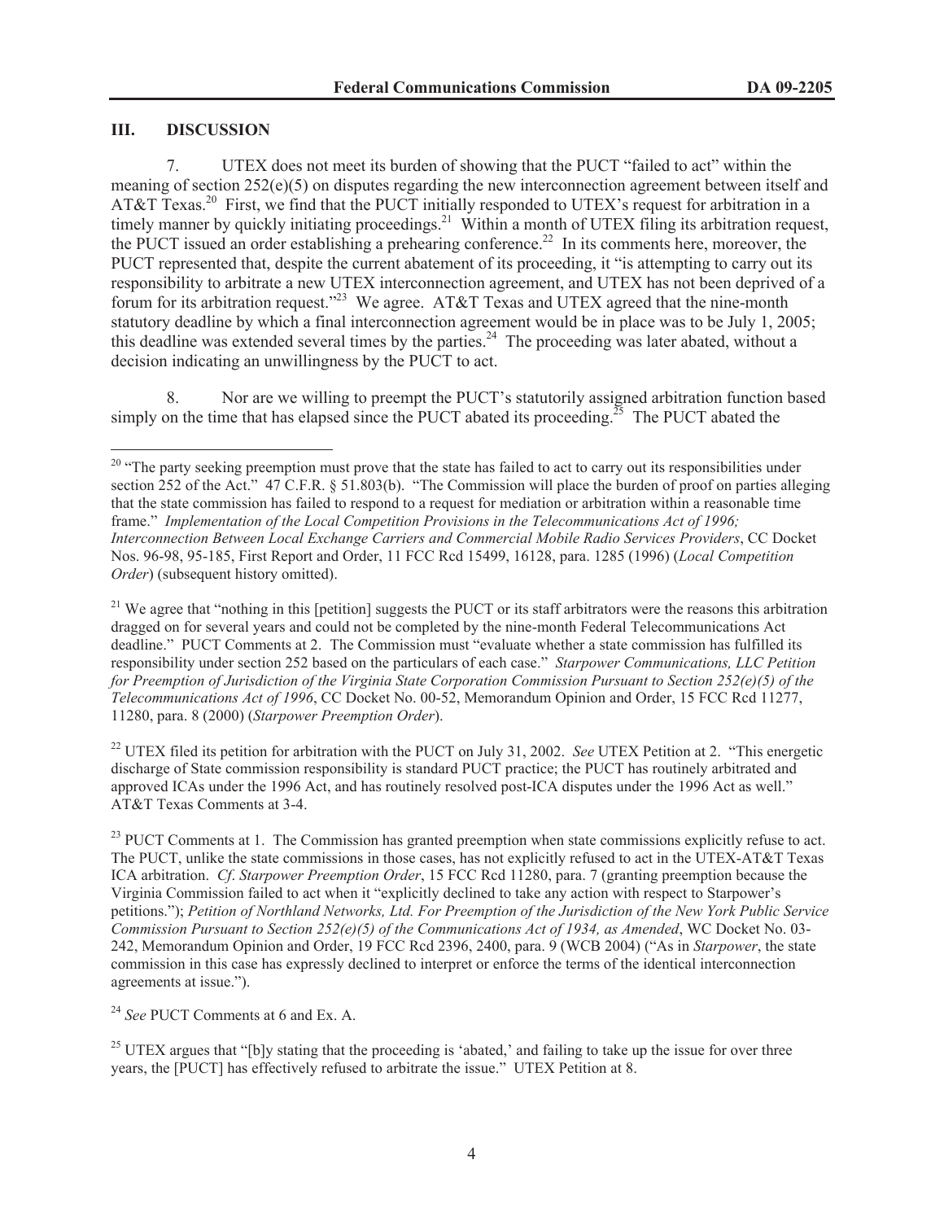## III. DISCUSSION

7. UTEX does not meet its burden of showing that the PUCT "failed to act" within the meaning of section 252(e)(5) on disputes regarding the new interconnection agreement between itself and AT&T Texas.[20] First, we find that the PUCT initially responded to UTEX's request for arbitration in a timely manner by quickly initiating proceedings.[21] Within a month of UTEX filing its arbitration request, the PUCT issued an order establishing a prehearing conference.[22] In its comments here, moreover, the PUCT represented that, despite the current abatement of its proceeding, it "is attempting to carry out its responsibility to arbitrate a new UTEX interconnection agreement, and UTEX has not been deprived of a forum for its arbitration request."[23] We agree. AT&T Texas and UTEX agreed that the nine-month statutory deadline by which a final interconnection agreement would be in place was to be July 1, 2005; this deadline was extended several times by the parties.[24] The proceeding was later abated, without a decision indicating an unwillingness by the PUCT to act.

8. Nor are we willing to preempt the PUCT's statutorily assigned arbitration function based simply on the time that has elapsed since the PUCT abated its proceeding.[25] The PUCT abated the

---

[20] "The party seeking preemption must prove that the state has failed to act to carry out its responsibilities under section 252 of the Act." 47 C.F.R. § 51.803(b). "The Commission will place the burden of proof on parties alleging that the state commission has failed to respond to a request for mediation or arbitration within a reasonable time frame." *Implementation of the Local Competition Provisions in the Telecommunications Act of 1996; Interconnection Between Local Exchange Carriers and Commercial Mobile Radio Services Providers*, CC Docket Nos. 96-98, 95-185, First Report and Order, 11 FCC Rcd 15499, 16128, para. 1285 (1996) (*Local Competition Order*) (subsequent history omitted).

[21] We agree that "nothing in this [petition] suggests the PUCT or its staff arbitrators were the reasons this arbitration dragged on for several years and could not be completed by the nine-month Federal Telecommunications Act deadline." PUCT Comments at 2. The Commission must "evaluate whether a state commission has fulfilled its responsibility under section 252 based on the particulars of each case." *Starpower Communications, LLC Petition for Preemption of Jurisdiction of the Virginia State Corporation Commission Pursuant to Section 252(e)(5) of the Telecommunications Act of 1996*, CC Docket No. 00-52, Memorandum Opinion and Order, 15 FCC Rcd 11277, 11280, para. 8 (2000) (*Starpower Preemption Order*).

[22] UTEX filed its petition for arbitration with the PUCT on July 31, 2002. *See* UTEX Petition at 2. "This energetic discharge of State commission responsibility is standard PUCT practice; the PUCT has routinely arbitrated and approved ICAs under the 1996 Act, and has routinely resolved post-ICA disputes under the 1996 Act as well." AT&T Texas Comments at 3-4.

[23] PUCT Comments at 1. The Commission has granted preemption when state commissions explicitly refuse to act. The PUCT, unlike the state commissions in those cases, has not explicitly refused to act in the UTEX-AT&T Texas ICA arbitration. *Cf*. *Starpower Preemption Order*, 15 FCC Rcd 11280, para. 7 (granting preemption because the Virginia Commission failed to act when it "explicitly declined to take any action with respect to Starpower's petitions."); *Petition of Northland Networks, Ltd. For Preemption of the Jurisdiction of the New York Public Service Commission Pursuant to Section 252(e)(5) of the Communications Act of 1934, as Amended*, WC Docket No. 03-242, Memorandum Opinion and Order, 19 FCC Rcd 2396, 2400, para. 9 (WCB 2004) ("As in *Starpower*, the state commission in this case has expressly declined to interpret or enforce the terms of the identical interconnection agreements at issue.").

[24] *See* PUCT Comments at 6 and Ex. A.

[25] UTEX argues that "[b]y stating that the proceeding is 'abated,' and failing to take up the issue for over three years, the [PUCT] has effectively refused to arbitrate the issue." UTEX Petition at 8.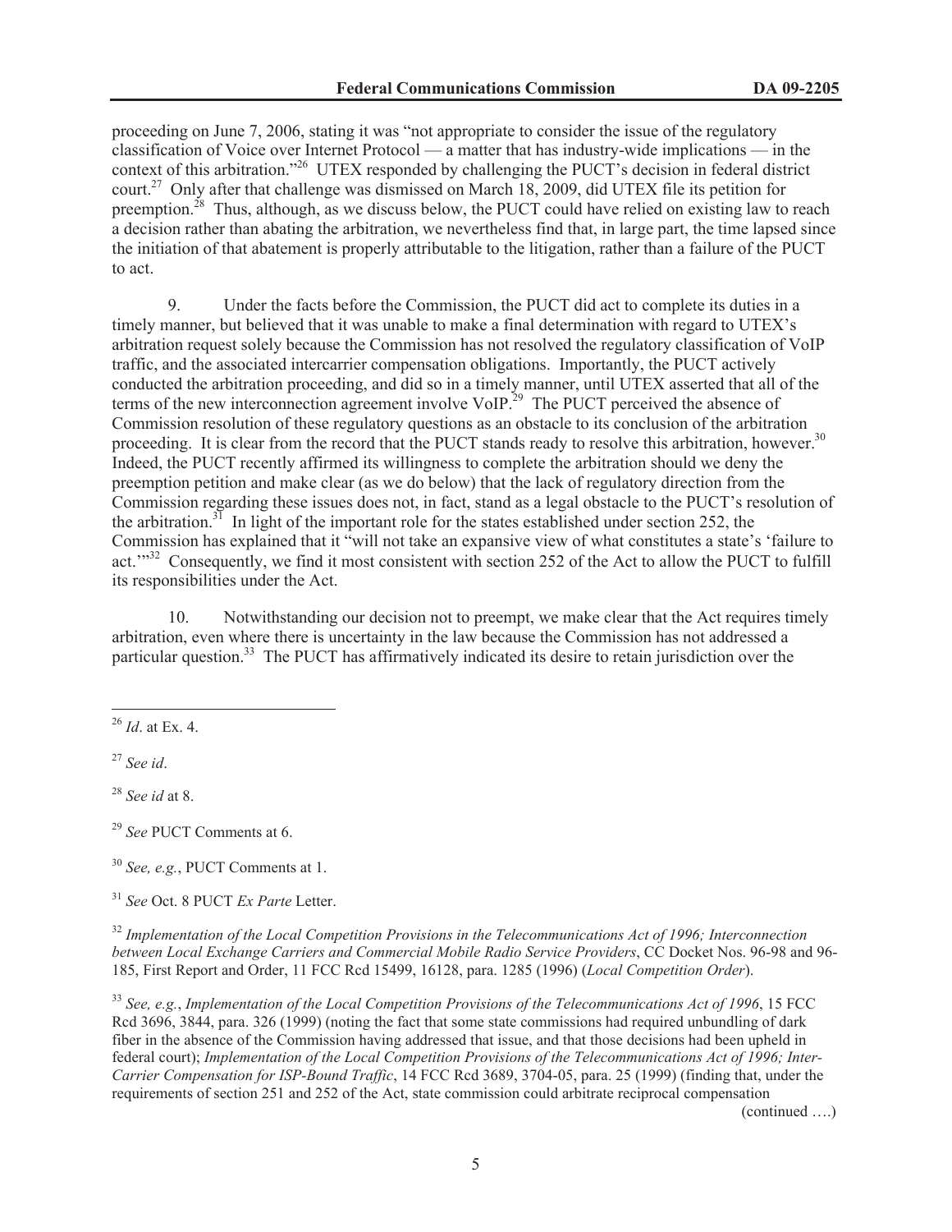proceeding on June 7, 2006, stating it was "not appropriate to consider the issue of the regulatory classification of Voice over Internet Protocol — a matter that has industry-wide implications — in the context of this arbitration."[26] UTEX responded by challenging the PUCT's decision in federal district court.[27] Only after that challenge was dismissed on March 18, 2009, did UTEX file its petition for preemption.[28] Thus, although, as we discuss below, the PUCT could have relied on existing law to reach a decision rather than abating the arbitration, we nevertheless find that, in large part, the time lapsed since the initiation of that abatement is properly attributable to the litigation, rather than a failure of the PUCT to act.

9. Under the facts before the Commission, the PUCT did act to complete its duties in a timely manner, but believed that it was unable to make a final determination with regard to UTEX's arbitration request solely because the Commission has not resolved the regulatory classification of VoIP traffic, and the associated intercarrier compensation obligations. Importantly, the PUCT actively conducted the arbitration proceeding, and did so in a timely manner, until UTEX asserted that all of the terms of the new interconnection agreement involve VoIP.[29] The PUCT perceived the absence of Commission resolution of these regulatory questions as an obstacle to its conclusion of the arbitration proceeding. It is clear from the record that the PUCT stands ready to resolve this arbitration, however.[30] Indeed, the PUCT recently affirmed its willingness to complete the arbitration should we deny the preemption petition and make clear (as we do below) that the lack of regulatory direction from the Commission regarding these issues does not, in fact, stand as a legal obstacle to the PUCT's resolution of the arbitration.[31] In light of the important role for the states established under section 252, the Commission has explained that it "will not take an expansive view of what constitutes a state's 'failure to act.'"[32] Consequently, we find it most consistent with section 252 of the Act to allow the PUCT to fulfill its responsibilities under the Act.

10. Notwithstanding our decision not to preempt, we make clear that the Act requires timely arbitration, even where there is uncertainty in the law because the Commission has not addressed a particular question.[33] The PUCT has affirmatively indicated its desire to retain jurisdiction over the

---

[26] *Id*. at Ex. 4.

[27] *See id*.

[28] *See id* at 8.

[29] *See* PUCT Comments at 6.

[30] *See, e.g.*, PUCT Comments at 1.

[31] *See* Oct. 8 PUCT *Ex Parte* Letter.

[32] *Implementation of the Local Competition Provisions in the Telecommunications Act of 1996; Interconnection between Local Exchange Carriers and Commercial Mobile Radio Service Providers*, CC Docket Nos. 96-98 and 96-185, First Report and Order, 11 FCC Rcd 15499, 16128, para. 1285 (1996) (*Local Competition Order*).

[33] *See, e.g.*, *Implementation of the Local Competition Provisions of the Telecommunications Act of 1996*, 15 FCC Rcd 3696, 3844, para. 326 (1999) (noting the fact that some state commissions had required unbundling of dark fiber in the absence of the Commission having addressed that issue, and that those decisions had been upheld in federal court); *Implementation of the Local Competition Provisions of the Telecommunications Act of 1996; Inter-Carrier Compensation for ISP-Bound Traffic*, 14 FCC Rcd 3689, 3704-05, para. 25 (1999) (finding that, under the requirements of section 251 and 252 of the Act, state commission could arbitrate reciprocal compensation

(continued ….)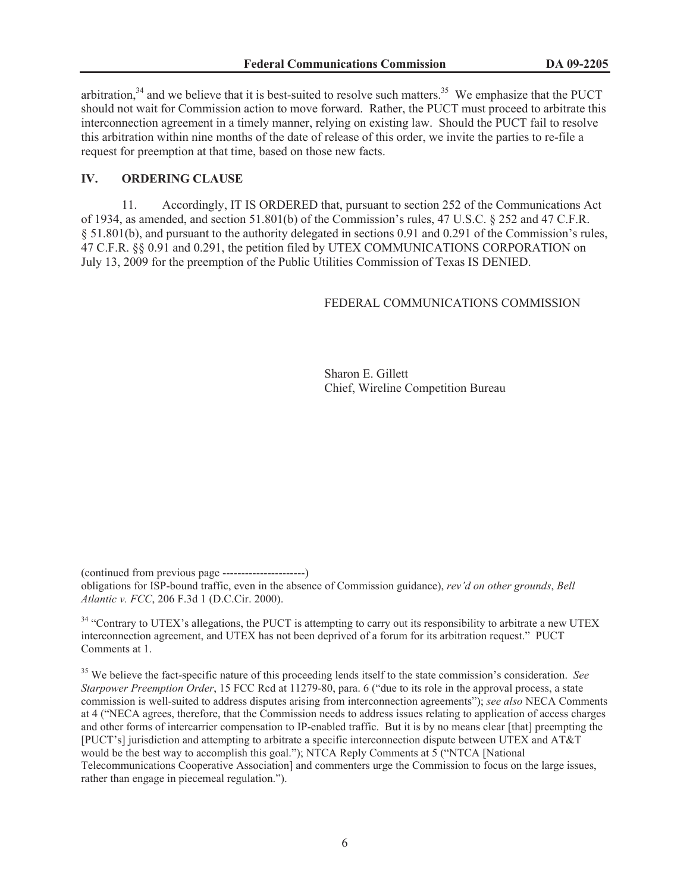arbitration,[34] and we believe that it is best-suited to resolve such matters.[35] We emphasize that the PUCT should not wait for Commission action to move forward. Rather, the PUCT must proceed to arbitrate this interconnection agreement in a timely manner, relying on existing law. Should the PUCT fail to resolve this arbitration within nine months of the date of release of this order, we invite the parties to re-file a request for preemption at that time, based on those new facts.

## IV. ORDERING CLAUSE

11. Accordingly, IT IS ORDERED that, pursuant to section 252 of the Communications Act of 1934, as amended, and section 51.801(b) of the Commission's rules, 47 U.S.C. § 252 and 47 C.F.R. § 51.801(b), and pursuant to the authority delegated in sections 0.91 and 0.291 of the Commission's rules, 47 C.F.R. §§ 0.91 and 0.291, the petition filed by UTEX COMMUNICATIONS CORPORATION on July 13, 2009 for the preemption of the Public Utilities Commission of Texas IS DENIED.

FEDERAL COMMUNICATIONS COMMISSION

Sharon E. Gillett
Chief, Wireline Competition Bureau

(continued from previous page ----------------------)
obligations for ISP-bound traffic, even in the absence of Commission guidance), *rev'd on other grounds*, *Bell Atlantic v. FCC*, 206 F.3d 1 (D.C.Cir. 2000).

[34] "Contrary to UTEX's allegations, the PUCT is attempting to carry out its responsibility to arbitrate a new UTEX interconnection agreement, and UTEX has not been deprived of a forum for its arbitration request." PUCT Comments at 1.

[35] We believe the fact-specific nature of this proceeding lends itself to the state commission's consideration. *See Starpower Preemption Order*, 15 FCC Rcd at 11279-80, para. 6 ("due to its role in the approval process, a state commission is well-suited to address disputes arising from interconnection agreements"); *see also* NECA Comments at 4 ("NECA agrees, therefore, that the Commission needs to address issues relating to application of access charges and other forms of intercarrier compensation to IP-enabled traffic. But it is by no means clear [that] preempting the [PUCT's] jurisdiction and attempting to arbitrate a specific interconnection dispute between UTEX and AT&T would be the best way to accomplish this goal."); NTCA Reply Comments at 5 ("NTCA [National Telecommunications Cooperative Association] and commenters urge the Commission to focus on the large issues, rather than engage in piecemeal regulation.").